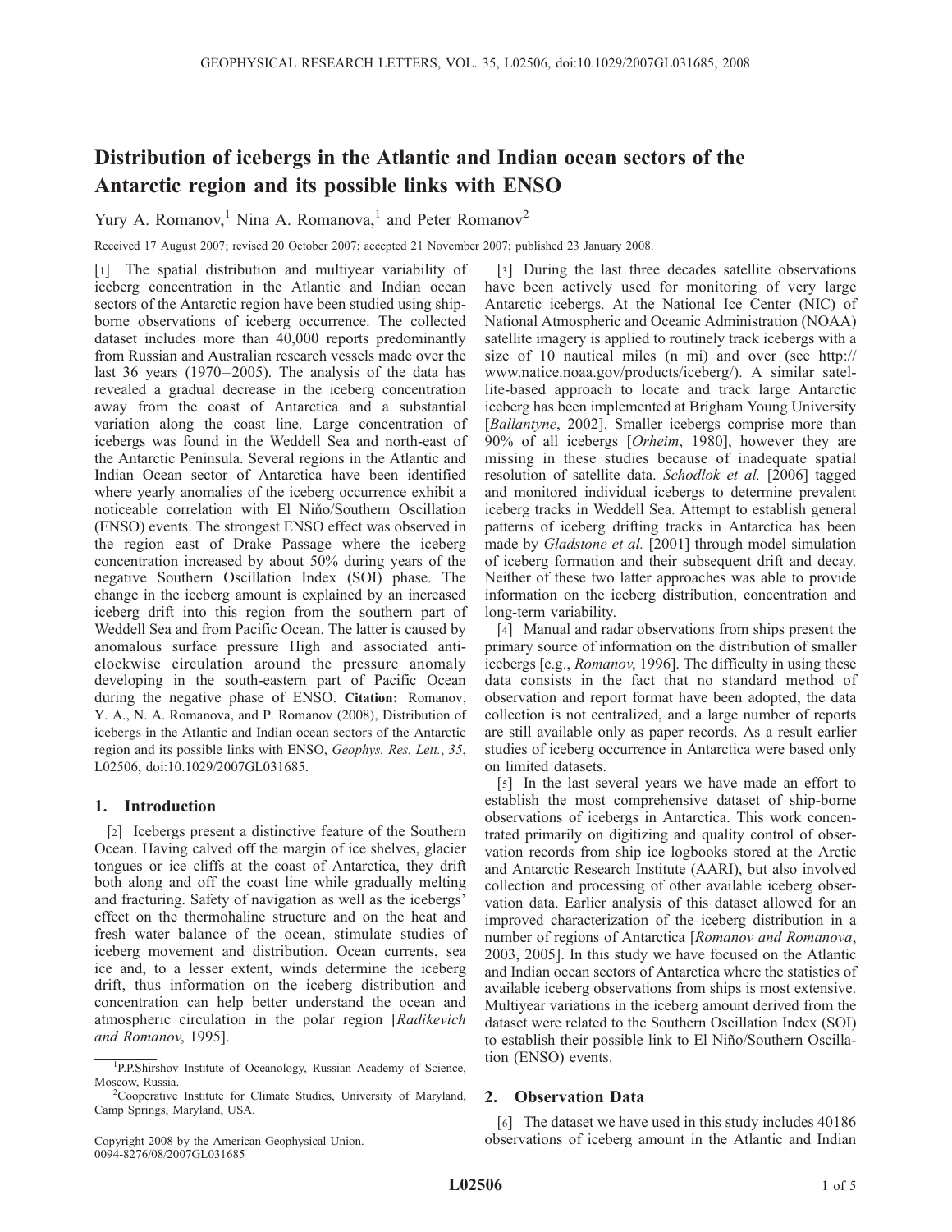# Distribution of icebergs in the Atlantic and Indian ocean sectors of the Antarctic region and its possible links with ENSO

Yury A. Romanov,[1] Nina A. Romanova,[1] and Peter Romanov[2]

Received 17 August 2007; revised 20 October 2007; accepted 21 November 2007; published 23 January 2008.

[1] The spatial distribution and multiyear variability of iceberg concentration in the Atlantic and Indian ocean sectors of the Antarctic region have been studied using shipborne observations of iceberg occurrence. The collected dataset includes more than 40,000 reports predominantly from Russian and Australian research vessels made over the last 36 years (1970–2005). The analysis of the data has revealed a gradual decrease in the iceberg concentration away from the coast of Antarctica and a substantial variation along the coast line. Large concentration of icebergs was found in the Weddell Sea and north-east of the Antarctic Peninsula. Several regions in the Atlantic and Indian Ocean sector of Antarctica have been identified where yearly anomalies of the iceberg occurrence exhibit a noticeable correlation with El Niňo/Southern Oscillation (ENSO) events. The strongest ENSO effect was observed in the region east of Drake Passage where the iceberg concentration increased by about 50% during years of the negative Southern Oscillation Index (SOI) phase. The change in the iceberg amount is explained by an increased iceberg drift into this region from the southern part of Weddell Sea and from Pacific Ocean. The latter is caused by anomalous surface pressure High and associated anticlockwise circulation around the pressure anomaly developing in the south-eastern part of Pacific Ocean during the negative phase of ENSO. **Citation:** Romanov, Y. A., N. A. Romanova, and P. Romanov (2008), Distribution of icebergs in the Atlantic and Indian ocean sectors of the Antarctic region and its possible links with ENSO, *Geophys. Res. Lett.*, *35*, L02506, doi:10.1029/2007GL031685.

## 1. Introduction

[2] Icebergs present a distinctive feature of the Southern Ocean. Having calved off the margin of ice shelves, glacier tongues or ice cliffs at the coast of Antarctica, they drift both along and off the coast line while gradually melting and fracturing. Safety of navigation as well as the icebergs' effect on the thermohaline structure and on the heat and fresh water balance of the ocean, stimulate studies of iceberg movement and distribution. Ocean currents, sea ice and, to a lesser extent, winds determine the iceberg drift, thus information on the iceberg distribution and concentration can help better understand the ocean and atmospheric circulation in the polar region [*Radikevich and Romanov*, 1995].

[3] During the last three decades satellite observations have been actively used for monitoring of very large Antarctic icebergs. At the National Ice Center (NIC) of National Atmospheric and Oceanic Administration (NOAA) satellite imagery is applied to routinely track icebergs with a size of 10 nautical miles (n mi) and over (see http://www.natice.noaa.gov/products/iceberg/). A similar satellite-based approach to locate and track large Antarctic iceberg has been implemented at Brigham Young University [*Ballantyne*, 2002]. Smaller icebergs comprise more than 90% of all icebergs [*Orheim*, 1980], however they are missing in these studies because of inadequate spatial resolution of satellite data. *Schodlok et al.* [2006] tagged and monitored individual icebergs to determine prevalent iceberg tracks in Weddell Sea. Attempt to establish general patterns of iceberg drifting tracks in Antarctica has been made by *Gladstone et al.* [2001] through model simulation of iceberg formation and their subsequent drift and decay. Neither of these two latter approaches was able to provide information on the iceberg distribution, concentration and long-term variability.

[4] Manual and radar observations from ships present the primary source of information on the distribution of smaller icebergs [e.g., *Romanov*, 1996]. The difficulty in using these data consists in the fact that no standard method of observation and report format have been adopted, the data collection is not centralized, and a large number of reports are still available only as paper records. As a result earlier studies of iceberg occurrence in Antarctica were based only on limited datasets.

[5] In the last several years we have made an effort to establish the most comprehensive dataset of ship-borne observations of icebergs in Antarctica. This work concentrated primarily on digitizing and quality control of observation records from ship ice logbooks stored at the Arctic and Antarctic Research Institute (AARI), but also involved collection and processing of other available iceberg observation data. Earlier analysis of this dataset allowed for an improved characterization of the iceberg distribution in a number of regions of Antarctica [*Romanov and Romanova*, 2003, 2005]. In this study we have focused on the Atlantic and Indian ocean sectors of Antarctica where the statistics of available iceberg observations from ships is most extensive. Multiyear variations in the iceberg amount derived from the dataset were related to the Southern Oscillation Index (SOI) to establish their possible link to El Niño/Southern Oscillation (ENSO) events.

## 2. Observation Data

[6] The dataset we have used in this study includes 40186 observations of iceberg amount in the Atlantic and Indian

---

[1] P.P.Shirshov Institute of Oceanology, Russian Academy of Science, Moscow, Russia.

[2] Cooperative Institute for Climate Studies, University of Maryland, Camp Springs, Maryland, USA.

Copyright 2008 by the American Geophysical Union.
0094-8276/08/2007GL031685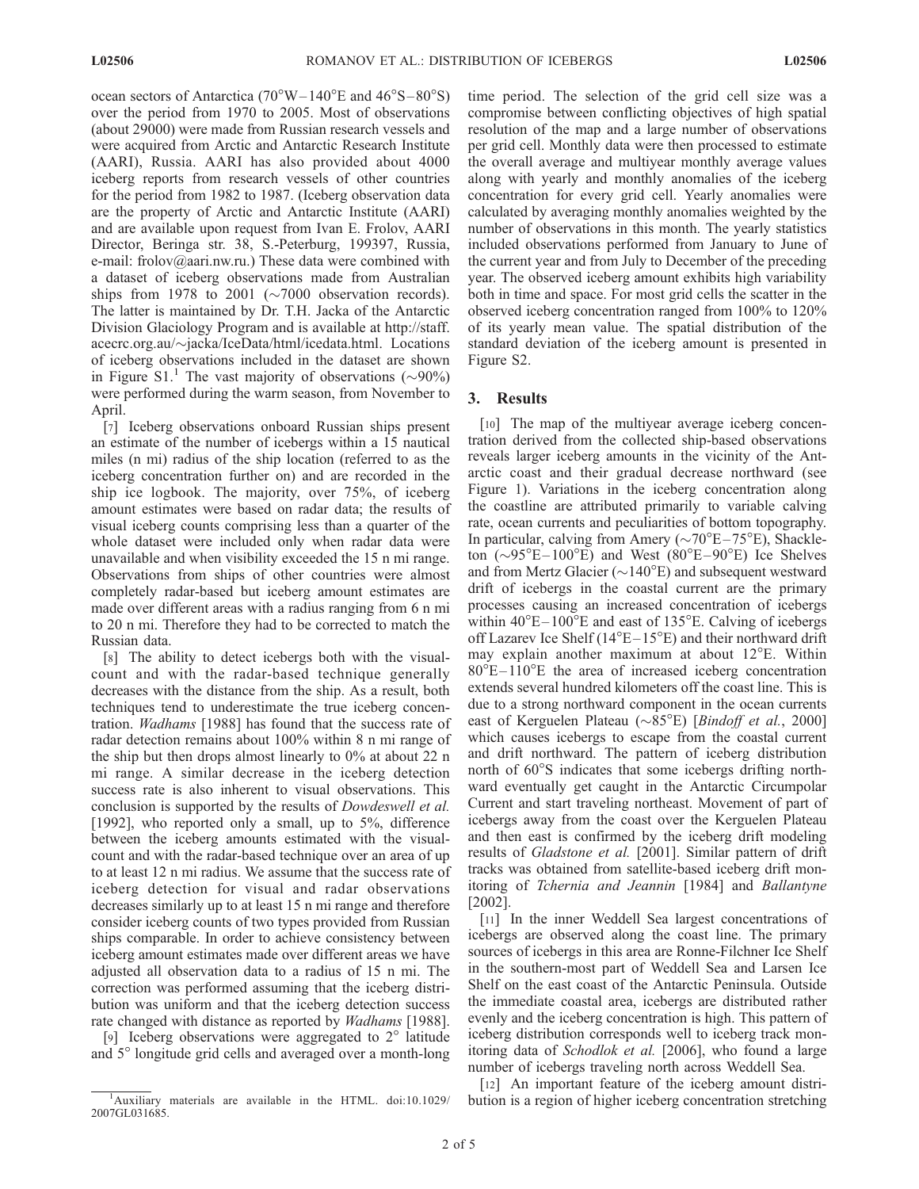ocean sectors of Antarctica (70°W–140°E and 46°S–80°S) over the period from 1970 to 2005. Most of observations (about 29000) were made from Russian research vessels and were acquired from Arctic and Antarctic Research Institute (AARI), Russia. AARI has also provided about 4000 iceberg reports from research vessels of other countries for the period from 1982 to 1987. (Iceberg observation data are the property of Arctic and Antarctic Institute (AARI) and are available upon request from Ivan E. Frolov, AARI Director, Beringa str. 38, S.-Peterburg, 199397, Russia, e-mail: frolov@aari.nw.ru.) These data were combined with a dataset of iceberg observations made from Australian ships from 1978 to 2001 (∼7000 observation records). The latter is maintained by Dr. T.H. Jacka of the Antarctic Division Glaciology Program and is available at http://staff.acecrc.org.au/∼jacka/IceData/html/icedata.html. Locations of iceberg observations included in the dataset are shown in Figure S1.[1] The vast majority of observations (∼90%) were performed during the warm season, from November to April.

[7] Iceberg observations onboard Russian ships present an estimate of the number of icebergs within a 15 nautical miles (n mi) radius of the ship location (referred to as the iceberg concentration further on) and are recorded in the ship ice logbook. The majority, over 75%, of iceberg amount estimates were based on radar data; the results of visual iceberg counts comprising less than a quarter of the whole dataset were included only when radar data were unavailable and when visibility exceeded the 15 n mi range. Observations from ships of other countries were almost completely radar-based but iceberg amount estimates are made over different areas with a radius ranging from 6 n mi to 20 n mi. Therefore they had to be corrected to match the Russian data.

[8] The ability to detect icebergs both with the visual-count and with the radar-based technique generally decreases with the distance from the ship. As a result, both techniques tend to underestimate the true iceberg concentration. *Wadhams* [1988] has found that the success rate of radar detection remains about 100% within 8 n mi range of the ship but then drops almost linearly to 0% at about 22 n mi range. A similar decrease in the iceberg detection success rate is also inherent to visual observations. This conclusion is supported by the results of *Dowdeswell et al.* [1992], who reported only a small, up to 5%, difference between the iceberg amounts estimated with the visual-count and with the radar-based technique over an area of up to at least 12 n mi radius. We assume that the success rate of iceberg detection for visual and radar observations decreases similarly up to at least 15 n mi range and therefore consider iceberg counts of two types provided from Russian ships comparable. In order to achieve consistency between iceberg amount estimates made over different areas we have adjusted all observation data to a radius of 15 n mi. The correction was performed assuming that the iceberg distribution was uniform and that the iceberg detection success rate changed with distance as reported by *Wadhams* [1988].

[9] Iceberg observations were aggregated to 2° latitude and 5° longitude grid cells and averaged over a month-long time period. The selection of the grid cell size was a compromise between conflicting objectives of high spatial resolution of the map and a large number of observations per grid cell. Monthly data were then processed to estimate the overall average and multiyear monthly average values along with yearly and monthly anomalies of the iceberg concentration for every grid cell. Yearly anomalies were calculated by averaging monthly anomalies weighted by the number of observations in this month. The yearly statistics included observations performed from January to June of the current year and from July to December of the preceding year. The observed iceberg amount exhibits high variability both in time and space. For most grid cells the scatter in the observed iceberg concentration ranged from 100% to 120% of its yearly mean value. The spatial distribution of the standard deviation of the iceberg amount is presented in Figure S2.

## 3. Results

[10] The map of the multiyear average iceberg concentration derived from the collected ship-based observations reveals larger iceberg amounts in the vicinity of the Antarctic coast and their gradual decrease northward (see Figure 1). Variations in the iceberg concentration along the coastline are attributed primarily to variable calving rate, ocean currents and peculiarities of bottom topography. In particular, calving from Amery (∼70°E–75°E), Shackleton (∼95°E–100°E) and West (80°E–90°E) Ice Shelves and from Mertz Glacier (∼140°E) and subsequent westward drift of icebergs in the coastal current are the primary processes causing an increased concentration of icebergs within 40°E–100°E and east of 135°E. Calving of icebergs off Lazarev Ice Shelf (14°E–15°E) and their northward drift may explain another maximum at about 12°E. Within 80°E–110°E the area of increased iceberg concentration extends several hundred kilometers off the coast line. This is due to a strong northward component in the ocean currents east of Kerguelen Plateau (∼85°E) [*Bindoff et al.*, 2000] which causes icebergs to escape from the coastal current and drift northward. The pattern of iceberg distribution north of 60°S indicates that some icebergs drifting northward eventually get caught in the Antarctic Circumpolar Current and start traveling northeast. Movement of part of icebergs away from the coast over the Kerguelen Plateau and then east is confirmed by the iceberg drift modeling results of *Gladstone et al.* [2001]. Similar pattern of drift tracks was obtained from satellite-based iceberg drift monitoring of *Tchernia and Jeannin* [1984] and *Ballantyne* [2002].

[11] In the inner Weddell Sea largest concentrations of icebergs are observed along the coast line. The primary sources of icebergs in this area are Ronne-Filchner Ice Shelf in the southern-most part of Weddell Sea and Larsen Ice Shelf on the east coast of the Antarctic Peninsula. Outside the immediate coastal area, icebergs are distributed rather evenly and the iceberg concentration is high. This pattern of iceberg distribution corresponds well to iceberg track monitoring data of *Schodlok et al.* [2006], who found a large number of icebergs traveling north across Weddell Sea.

[12] An important feature of the iceberg amount distribution is a region of higher iceberg concentration stretching

[1] Auxiliary materials are available in the HTML. doi:10.1029/2007GL031685.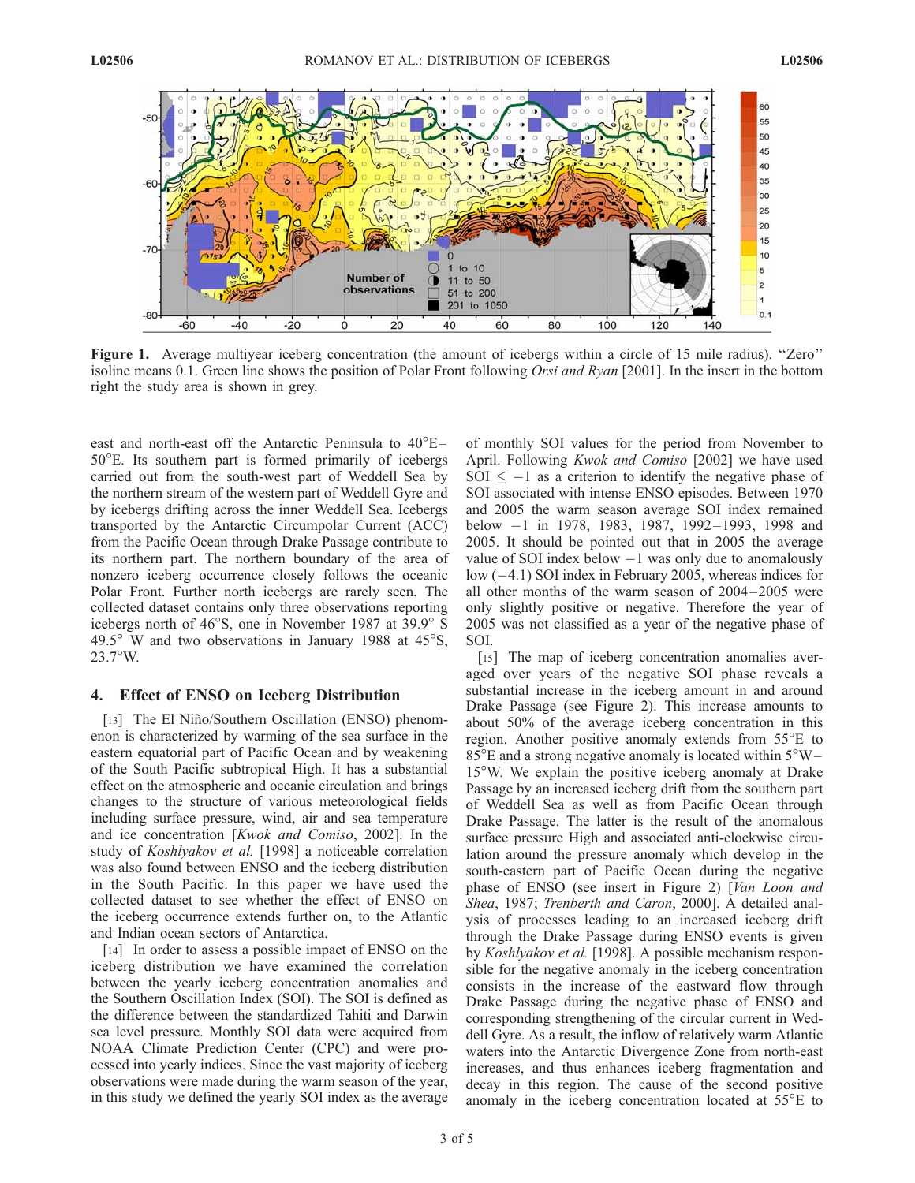**Figure 1.** Average multiyear iceberg concentration (the amount of icebergs within a circle of 15 mile radius). "Zero" isoline means 0.1. Green line shows the position of Polar Front following *Orsi and Ryan* [2001]. In the insert in the bottom right the study area is shown in grey.

east and north-east off the Antarctic Peninsula to 40°E–50°E. Its southern part is formed primarily of icebergs carried out from the south-west part of Weddell Sea by the northern stream of the western part of Weddell Gyre and by icebergs drifting across the inner Weddell Sea. Icebergs transported by the Antarctic Circumpolar Current (ACC) from the Pacific Ocean through Drake Passage contribute to its northern part. The northern boundary of the area of nonzero iceberg occurrence closely follows the oceanic Polar Front. Further north icebergs are rarely seen. The collected dataset contains only three observations reporting icebergs north of 46°S, one in November 1987 at 39.9° S 49.5° W and two observations in January 1988 at 45°S, 23.7°W.

## 4. Effect of ENSO on Iceberg Distribution

[13] The El Niño/Southern Oscillation (ENSO) phenomenon is characterized by warming of the sea surface in the eastern equatorial part of Pacific Ocean and by weakening of the South Pacific subtropical High. It has a substantial effect on the atmospheric and oceanic circulation and brings changes to the structure of various meteorological fields including surface pressure, wind, air and sea temperature and ice concentration [*Kwok and Comiso*, 2002]. In the study of *Koshlyakov et al.* [1998] a noticeable correlation was also found between ENSO and the iceberg distribution in the South Pacific. In this paper we have used the collected dataset to see whether the effect of ENSO on the iceberg occurrence extends further on, to the Atlantic and Indian ocean sectors of Antarctica.

[14] In order to assess a possible impact of ENSO on the iceberg distribution we have examined the correlation between the yearly iceberg concentration anomalies and the Southern Oscillation Index (SOI). The SOI is defined as the difference between the standardized Tahiti and Darwin sea level pressure. Monthly SOI data were acquired from NOAA Climate Prediction Center (CPC) and were processed into yearly indices. Since the vast majority of iceberg observations were made during the warm season of the year, in this study we defined the yearly SOI index as the average of monthly SOI values for the period from November to April. Following *Kwok and Comiso* [2002] we have used SOI $\leq -1$ as a criterion to identify the negative phase of SOI associated with intense ENSO episodes. Between 1970 and 2005 the warm season average SOI index remained below $-1$ in 1978, 1983, 1987, 1992–1993, 1998 and 2005. It should be pointed out that in 2005 the average value of SOI index below $-1$ was only due to anomalously low ($-4.1$) SOI index in February 2005, whereas indices for all other months of the warm season of 2004–2005 were only slightly positive or negative. Therefore the year of 2005 was not classified as a year of the negative phase of SOI.

[15] The map of iceberg concentration anomalies averaged over years of the negative SOI phase reveals a substantial increase in the iceberg amount in and around Drake Passage (see Figure 2). This increase amounts to about 50% of the average iceberg concentration in this region. Another positive anomaly extends from 55°E to 85°E and a strong negative anomaly is located within 5°W–15°W. We explain the positive iceberg anomaly at Drake Passage by an increased iceberg drift from the southern part of Weddell Sea as well as from Pacific Ocean through Drake Passage. The latter is the result of the anomalous surface pressure High and associated anti-clockwise circulation around the pressure anomaly which develop in the south-eastern part of Pacific Ocean during the negative phase of ENSO (see insert in Figure 2) [*Van Loon and Shea*, 1987; *Trenberth and Caron*, 2000]. A detailed analysis of processes leading to an increased iceberg drift through the Drake Passage during ENSO events is given by *Koshlyakov et al.* [1998]. A possible mechanism responsible for the negative anomaly in the iceberg concentration consists in the increase of the eastward flow through Drake Passage during the negative phase of ENSO and corresponding strengthening of the circular current in Weddell Gyre. As a result, the inflow of relatively warm Atlantic waters into the Antarctic Divergence Zone from north-east increases, and thus enhances iceberg fragmentation and decay in this region. The cause of the second positive anomaly in the iceberg concentration located at 55°E to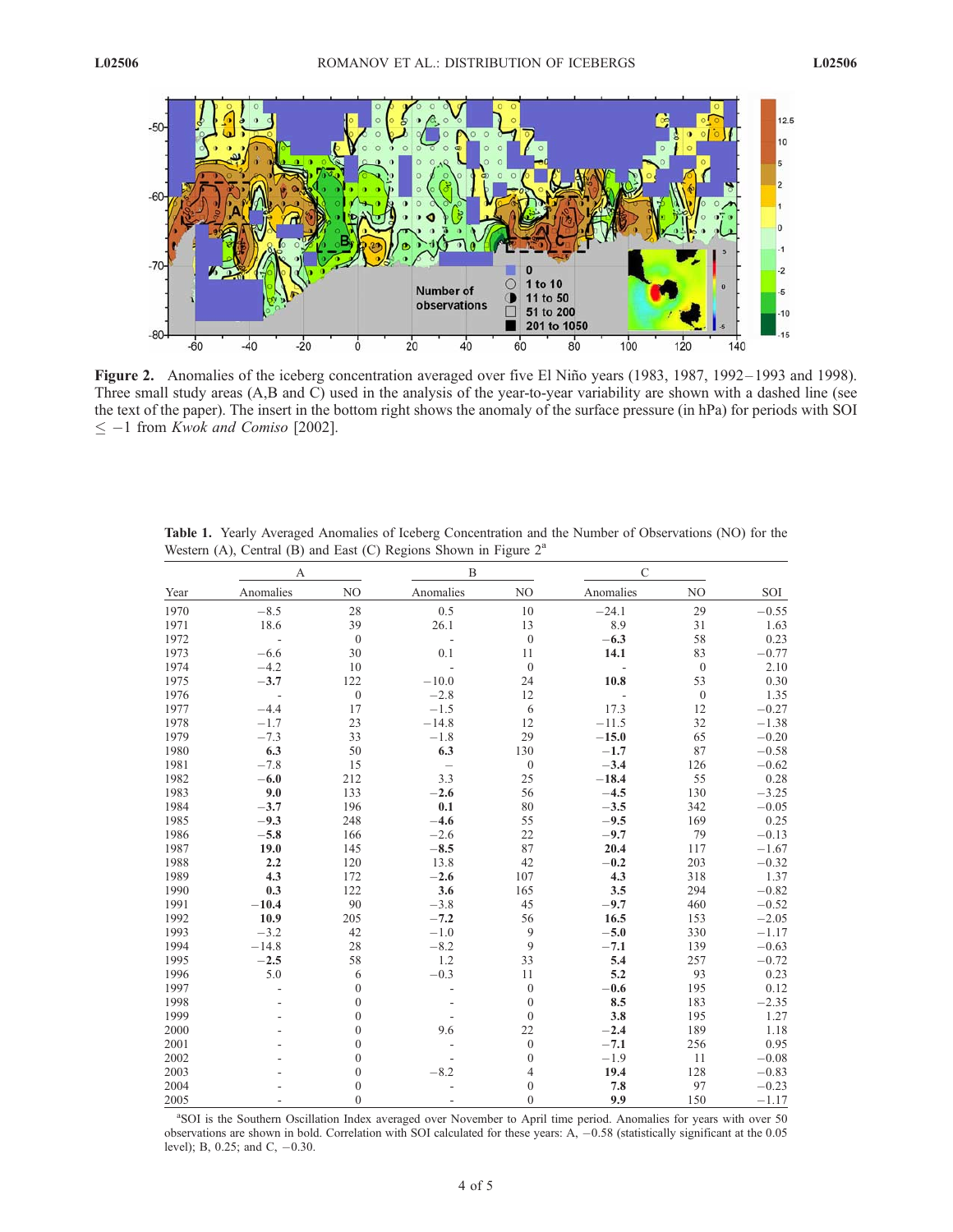**Figure 2.** Anomalies of the iceberg concentration averaged over five El Niño years (1983, 1987, 1992–1993 and 1998). Three small study areas (A,B and C) used in the analysis of the year-to-year variability are shown with a dashed line (see the text of the paper). The insert in the bottom right shows the anomaly of the surface pressure (in hPa) for periods with SOI $\leq -1$ from *Kwok and Comiso* [2002].

**Table 1.** Yearly Averaged Anomalies of Iceberg Concentration and the Number of Observations (NO) for the Western (A), Central (B) and East (C) Regions Shown in Figure 2[a]

| | A | | B | | C | | |
|---|---|---|---|---|---|---|---|
| Year | Anomalies | NO | Anomalies | NO | Anomalies | NO | SOI |
| 1970 | −8.5 | 28 | 0.5 | 10 | −24.1 | 29 | −0.55 |
| 1971 | 18.6 | 39 | 26.1 | 13 | 8.9 | 31 | 1.63 |
| 1972 | - | 0 | - | 0 | **−6.3** | 58 | 0.23 |
| 1973 | −6.6 | 30 | 0.1 | 11 | **14.1** | 83 | −0.77 |
| 1974 | −4.2 | 10 | - | 0 | - | 0 | 2.10 |
| 1975 | **−3.7** | 122 | −10.0 | 24 | **10.8** | 53 | 0.30 |
| 1976 | - | 0 | −2.8 | 12 | - | 0 | 1.35 |
| 1977 | −4.4 | 17 | −1.5 | 6 | 17.3 | 12 | −0.27 |
| 1978 | −1.7 | 23 | −14.8 | 12 | −11.5 | 32 | −1.38 |
| 1979 | −7.3 | 33 | −1.8 | 29 | **−15.0** | 65 | −0.20 |
| 1980 | **6.3** | 50 | **6.3** | 130 | **−1.7** | 87 | −0.58 |
| 1981 | −7.8 | 15 | – | 0 | **−3.4** | 126 | −0.62 |
| 1982 | **−6.0** | 212 | 3.3 | 25 | **−18.4** | 55 | 0.28 |
| 1983 | **9.0** | 133 | **−2.6** | 56 | **−4.5** | 130 | −3.25 |
| 1984 | **−3.7** | 196 | **0.1** | 80 | **−3.5** | 342 | −0.05 |
| 1985 | **−9.3** | 248 | **−4.6** | 55 | **−9.5** | 169 | 0.25 |
| 1986 | **−5.8** | 166 | −2.6 | 22 | **−9.7** | 79 | −0.13 |
| 1987 | **19.0** | 145 | **−8.5** | 87 | **20.4** | 117 | −1.67 |
| 1988 | **2.2** | 120 | 13.8 | 42 | **−0.2** | 203 | −0.32 |
| 1989 | **4.3** | 172 | **−2.6** | 107 | **4.3** | 318 | 1.37 |
| 1990 | **0.3** | 122 | **3.6** | 165 | **3.5** | 294 | −0.82 |
| 1991 | **−10.4** | 90 | −3.8 | 45 | **−9.7** | 460 | −0.52 |
| 1992 | **10.9** | 205 | **−7.2** | 56 | **16.5** | 153 | −2.05 |
| 1993 | −3.2 | 42 | −1.0 | 9 | **−5.0** | 330 | −1.17 |
| 1994 | −14.8 | 28 | −8.2 | 9 | **−7.1** | 139 | −0.63 |
| 1995 | **−2.5** | 58 | 1.2 | 33 | **5.4** | 257 | −0.72 |
| 1996 | 5.0 | 6 | −0.3 | 11 | **5.2** | 93 | 0.23 |
| 1997 | - | 0 | - | 0 | **−0.6** | 195 | 0.12 |
| 1998 | - | 0 | - | 0 | **8.5** | 183 | −2.35 |
| 1999 | - | 0 | - | 0 | **3.8** | 195 | 1.27 |
| 2000 | - | 0 | 9.6 | 22 | **−2.4** | 189 | 1.18 |
| 2001 | - | 0 | - | 0 | **−7.1** | 256 | 0.95 |
| 2002 | - | 0 | - | 0 | −1.9 | 11 | −0.08 |
| 2003 | - | 0 | −8.2 | 4 | **19.4** | 128 | −0.83 |
| 2004 | - | 0 | - | 0 | **7.8** | 97 | −0.23 |
| 2005 | - | 0 | - | 0 | **9.9** | 150 | −1.17 |

[a]SOI is the Southern Oscillation Index averaged over November to April time period. Anomalies for years with over 50 observations are shown in bold. Correlation with SOI calculated for these years: A, −0.58 (statistically significant at the 0.05 level); B, 0.25; and C, −0.30.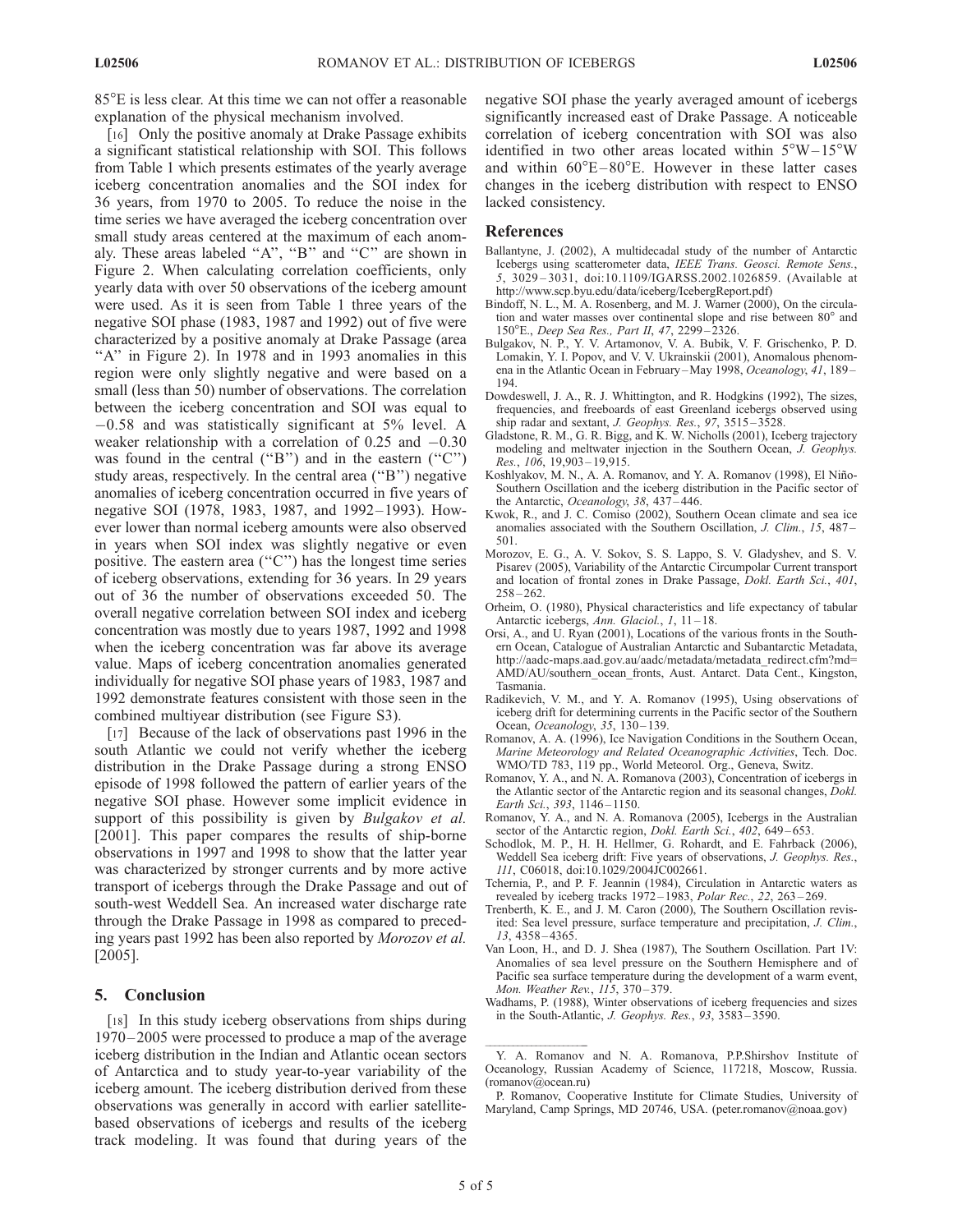85°E is less clear. At this time we can not offer a reasonable explanation of the physical mechanism involved.

[16] Only the positive anomaly at Drake Passage exhibits a significant statistical relationship with SOI. This follows from Table 1 which presents estimates of the yearly average iceberg concentration anomalies and the SOI index for 36 years, from 1970 to 2005. To reduce the noise in the time series we have averaged the iceberg concentration over small study areas centered at the maximum of each anomaly. These areas labeled "A", "B" and "C" are shown in Figure 2. When calculating correlation coefficients, only yearly data with over 50 observations of the iceberg amount were used. As it is seen from Table 1 three years of the negative SOI phase (1983, 1987 and 1992) out of five were characterized by a positive anomaly at Drake Passage (area "A" in Figure 2). In 1978 and in 1993 anomalies in this region were only slightly negative and were based on a small (less than 50) number of observations. The correlation between the iceberg concentration and SOI was equal to −0.58 and was statistically significant at 5% level. A weaker relationship with a correlation of 0.25 and −0.30 was found in the central ("B") and in the eastern ("C") study areas, respectively. In the central area ("B") negative anomalies of iceberg concentration occurred in five years of negative SOI (1978, 1983, 1987, and 1992–1993). However lower than normal iceberg amounts were also observed in years when SOI index was slightly negative or even positive. The eastern area ("C") has the longest time series of iceberg observations, extending for 36 years. In 29 years out of 36 the number of observations exceeded 50. The overall negative correlation between SOI index and iceberg concentration was mostly due to years 1987, 1992 and 1998 when the iceberg concentration was far above its average value. Maps of iceberg concentration anomalies generated individually for negative SOI phase years of 1983, 1987 and 1992 demonstrate features consistent with those seen in the combined multiyear distribution (see Figure S3).

[17] Because of the lack of observations past 1996 in the south Atlantic we could not verify whether the iceberg distribution in the Drake Passage during a strong ENSO episode of 1998 followed the pattern of earlier years of the negative SOI phase. However some implicit evidence in support of this possibility is given by *Bulgakov et al.* [2001]. This paper compares the results of ship-borne observations in 1997 and 1998 to show that the latter year was characterized by stronger currents and by more active transport of icebergs through the Drake Passage and out of south-west Weddell Sea. An increased water discharge rate through the Drake Passage in 1998 as compared to preceding years past 1992 has been also reported by *Morozov et al.* [2005].

## 5. Conclusion

[18] In this study iceberg observations from ships during 1970–2005 were processed to produce a map of the average iceberg distribution in the Indian and Atlantic ocean sectors of Antarctica and to study year-to-year variability of the iceberg amount. The iceberg distribution derived from these observations was generally in accord with earlier satellite-based observations of icebergs and results of the iceberg track modeling. It was found that during years of the negative SOI phase the yearly averaged amount of icebergs significantly increased east of Drake Passage. A noticeable correlation of iceberg concentration with SOI was also identified in two other areas located within 5°W–15°W and within 60°E–80°E. However in these latter cases changes in the iceberg distribution with respect to ENSO lacked consistency.

## References

Ballantyne, J. (2002), A multidecadal study of the number of Antarctic Icebergs using scatterometer data, *IEEE Trans. Geosci. Remote Sens.*, *5*, 3029–3031, doi:10.1109/IGARSS.2002.1026859. (Available at http://www.scp.byu.edu/data/iceberg/IcebergReport.pdf)

Bindoff, N. L., M. A. Rosenberg, and M. J. Warner (2000), On the circulation and water masses over continental slope and rise between 80° and 150°E., *Deep Sea Res., Part II*, *47*, 2299–2326.

Bulgakov, N. P., Y. V. Artamonov, V. A. Bubik, V. F. Grischenko, P. D. Lomakin, Y. I. Popov, and V. V. Ukrainskii (2001), Anomalous phenomena in the Atlantic Ocean in February–May 1998, *Oceanology*, *41*, 189–194.

Dowdeswell, J. A., R. J. Whittington, and R. Hodgkins (1992), The sizes, frequencies, and freeboards of east Greenland icebergs observed using ship radar and sextant, *J. Geophys. Res.*, *97*, 3515–3528.

Gladstone, R. M., G. R. Bigg, and K. W. Nicholls (2001), Iceberg trajectory modeling and meltwater injection in the Southern Ocean, *J. Geophys. Res.*, *106*, 19,903–19,915.

Koshlyakov, M. N., A. A. Romanov, and Y. A. Romanov (1998), El Niño-Southern Oscillation and the iceberg distribution in the Pacific sector of the Antarctic, *Oceanology*, *38*, 437–446.

Kwok, R., and J. C. Comiso (2002), Southern Ocean climate and sea ice anomalies associated with the Southern Oscillation, *J. Clim.*, *15*, 487–501.

Morozov, E. G., A. V. Sokov, S. S. Lappo, S. V. Gladyshev, and S. V. Pisarev (2005), Variability of the Antarctic Circumpolar Current transport and location of frontal zones in Drake Passage, *Dokl. Earth Sci.*, *401*, 258–262.

Orheim, O. (1980), Physical characteristics and life expectancy of tabular Antarctic icebergs, *Ann. Glaciol.*, *1*, 11–18.

Orsi, A., and U. Ryan (2001), Locations of the various fronts in the Southern Ocean, Catalogue of Australian Antarctic and Subantarctic Metadata, http://aadc-maps.aad.gov.au/aadc/metadata/metadata_redirect.cfm?md=AMD/AU/southern_ocean_fronts, Aust. Antarct. Data Cent., Kingston, Tasmania.

Radikevich, V. M., and Y. A. Romanov (1995), Using observations of iceberg drift for determining currents in the Pacific sector of the Southern Ocean, *Oceanology*, *35*, 130–139.

Romanov, A. A. (1996), Ice Navigation Conditions in the Southern Ocean, *Marine Meteorology and Related Oceanographic Activities*, Tech. Doc. WMO/TD 783, 119 pp., World Meteorol. Org., Geneva, Switz.

Romanov, Y. A., and N. A. Romanova (2003), Concentration of icebergs in the Atlantic sector of the Antarctic region and its seasonal changes, *Dokl. Earth Sci.*, *393*, 1146–1150.

Romanov, Y. A., and N. A. Romanova (2005), Icebergs in the Australian sector of the Antarctic region, *Dokl. Earth Sci.*, *402*, 649–653.

Schodlok, M. P., H. H. Hellmer, G. Rohardt, and E. Fahrback (2006), Weddell Sea iceberg drift: Five years of observations, *J. Geophys. Res.*, *111*, C06018, doi:10.1029/2004JC002661.

Tchernia, P., and P. F. Jeannin (1984), Circulation in Antarctic waters as revealed by iceberg tracks 1972–1983, *Polar Rec.*, *22*, 263–269.

Trenberth, K. E., and J. M. Caron (2000), The Southern Oscillation revisited: Sea level pressure, surface temperature and precipitation, *J. Clim.*, *13*, 4358–4365.

Van Loon, H., and D. J. Shea (1987), The Southern Oscillation. Part 1V: Anomalies of sea level pressure on the Southern Hemisphere and of Pacific sea surface temperature during the development of a warm event, *Mon. Weather Rev.*, *115*, 370–379.

Wadhams, P. (1988), Winter observations of iceberg frequencies and sizes in the South-Atlantic, *J. Geophys. Res.*, *93*, 3583–3590.

---

Y. A. Romanov and N. A. Romanova, P.P.Shirshov Institute of Oceanology, Russian Academy of Science, 117218, Moscow, Russia. (romanov@ocean.ru)

P. Romanov, Cooperative Institute for Climate Studies, University of Maryland, Camp Springs, MD 20746, USA. (peter.romanov@noaa.gov)